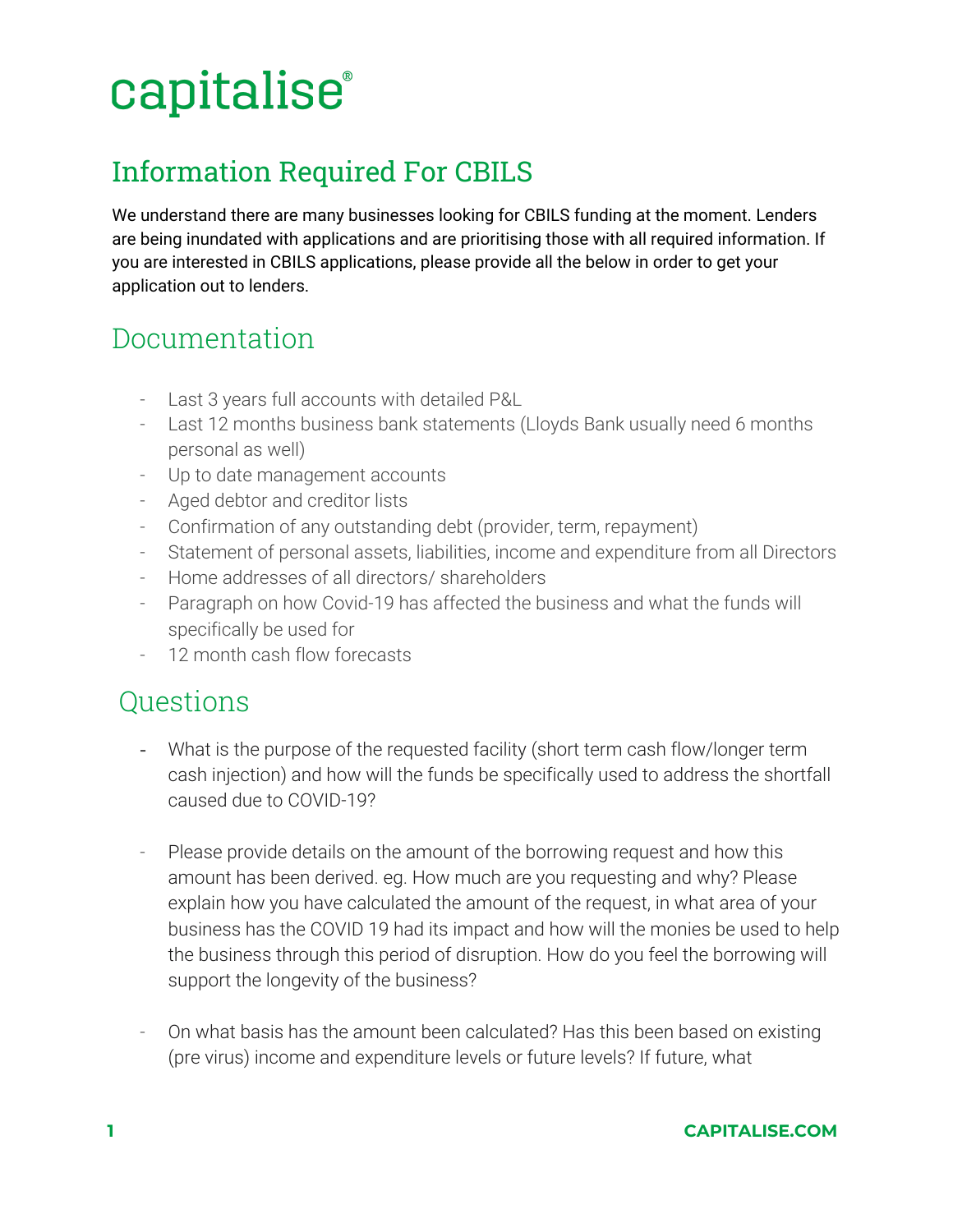# capitalise®

## Information Required For CBILS

We understand there are many businesses looking for CBILS funding at the moment. Lenders are being inundated with applications and are prioritising those with all required information. If you are interested in CBILS applications, please provide all the below in order to get your application out to lenders.

## Documentation

- Last 3 years full accounts with detailed P&L
- Last 12 months business bank statements (Lloyds Bank usually need 6 months personal as well)
- Up to date management accounts
- Aged debtor and creditor lists
- Confirmation of any outstanding debt (provider, term, repayment)
- Statement of personal assets, liabilities, income and expenditure from all Directors
- Home addresses of all directors/ shareholders
- Paragraph on how Covid-19 has affected the business and what the funds will specifically be used for
- 12 month cash flow forecasts

## Questions

- What is the purpose of the requested facility (short term cash flow/longer term cash injection) and how will the funds be specifically used to address the shortfall caused due to COVID-19?

- Please provide details on the amount of the borrowing request and how this amount has been derived. eg. How much are you requesting and why? Please explain how you have calculated the amount of the request, in what area of your business has the COVID 19 had its impact and how will the monies be used to help the business through this period of disruption. How do you feel the borrowing will support the longevity of the business?

- On what basis has the amount been calculated? Has this been based on existing (pre virus) income and expenditure levels or future levels? If future, what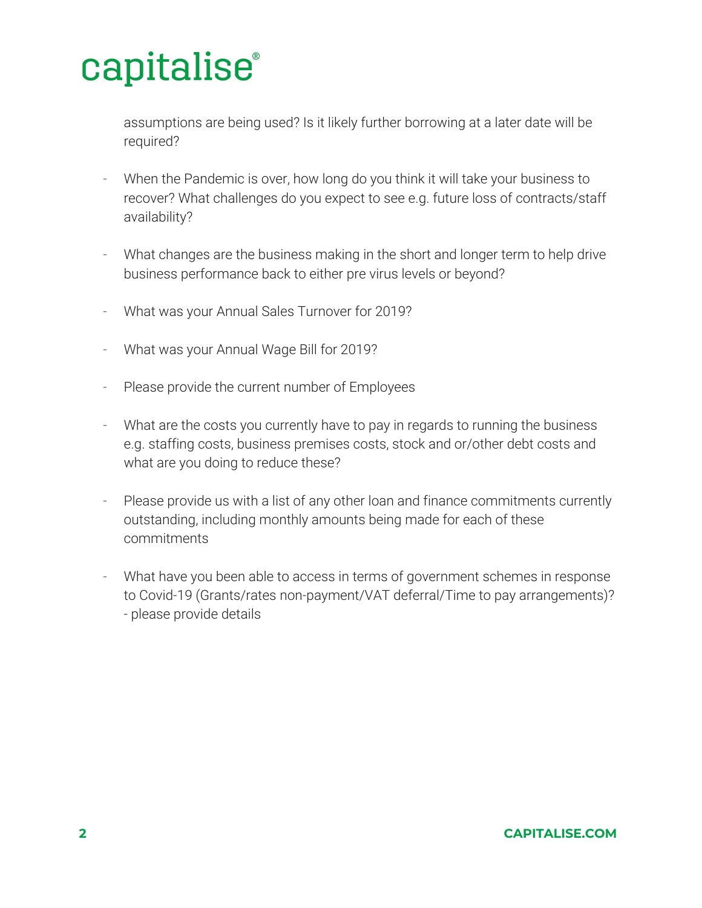assumptions are being used? Is it likely further borrowing at a later date will be required?

- When the Pandemic is over, how long do you think it will take your business to recover? What challenges do you expect to see e.g. future loss of contracts/staff availability?

- What changes are the business making in the short and longer term to help drive business performance back to either pre virus levels or beyond?

- What was your Annual Sales Turnover for 2019?

- What was your Annual Wage Bill for 2019?

- Please provide the current number of Employees

- What are the costs you currently have to pay in regards to running the business e.g. staffing costs, business premises costs, stock and or/other debt costs and what are you doing to reduce these?

- Please provide us with a list of any other loan and finance commitments currently outstanding, including monthly amounts being made for each of these commitments

- What have you been able to access in terms of government schemes in response to Covid-19 (Grants/rates non-payment/VAT deferral/Time to pay arrangements)? - please provide details